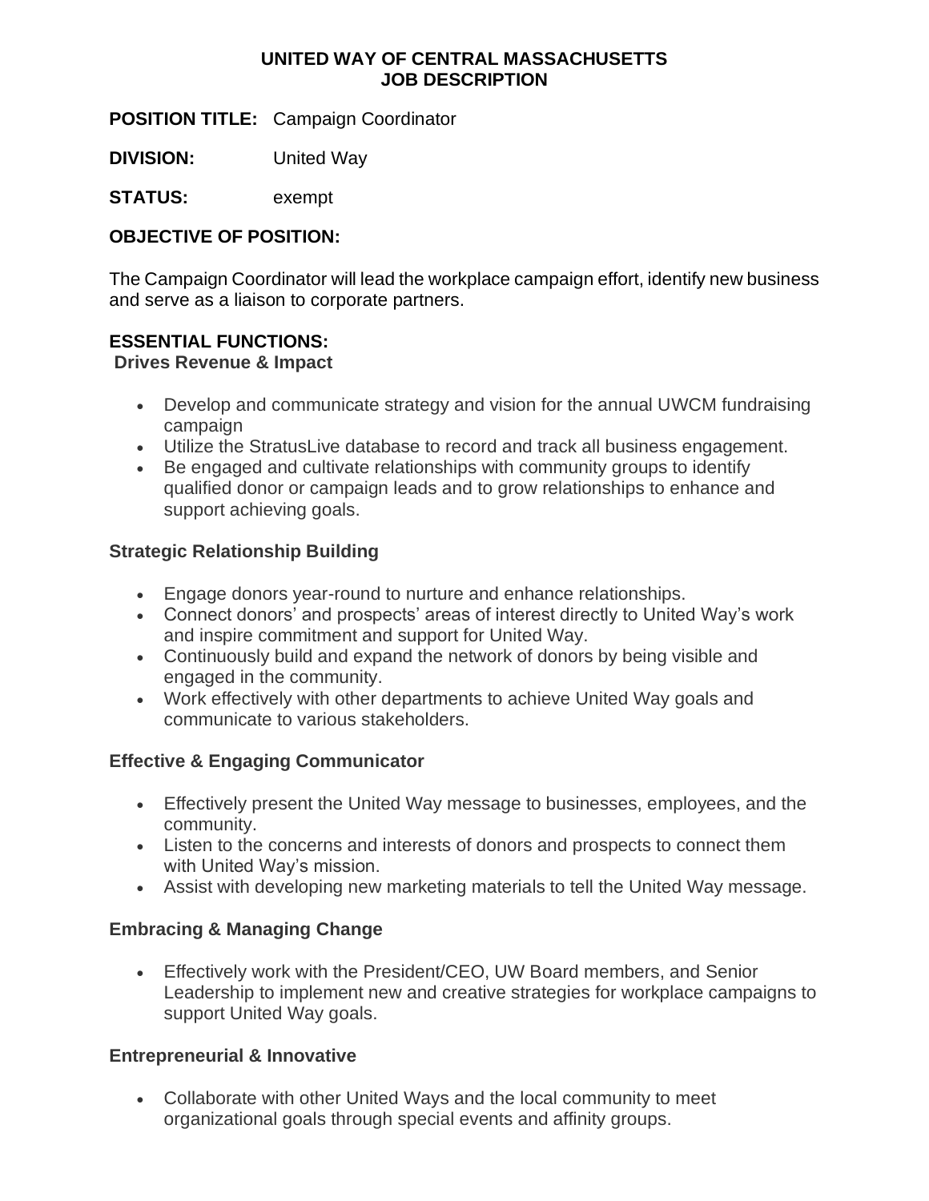# UNITED WAY OF CENTRAL MASSACHUSETTS
# JOB DESCRIPTION

**POSITION TITLE:** Campaign Coordinator

**DIVISION:** United Way

**STATUS:** exempt

## OBJECTIVE OF POSITION:

The Campaign Coordinator will lead the workplace campaign effort, identify new business and serve as a liaison to corporate partners.

## ESSENTIAL FUNCTIONS:

### Drives Revenue & Impact

- Develop and communicate strategy and vision for the annual UWCM fundraising campaign
- Utilize the StratusLive database to record and track all business engagement.
- Be engaged and cultivate relationships with community groups to identify qualified donor or campaign leads and to grow relationships to enhance and support achieving goals.

### Strategic Relationship Building

- Engage donors year-round to nurture and enhance relationships.
- Connect donors' and prospects' areas of interest directly to United Way's work and inspire commitment and support for United Way.
- Continuously build and expand the network of donors by being visible and engaged in the community.
- Work effectively with other departments to achieve United Way goals and communicate to various stakeholders.

### Effective & Engaging Communicator

- Effectively present the United Way message to businesses, employees, and the community.
- Listen to the concerns and interests of donors and prospects to connect them with United Way's mission.
- Assist with developing new marketing materials to tell the United Way message.

### Embracing & Managing Change

- Effectively work with the President/CEO, UW Board members, and Senior Leadership to implement new and creative strategies for workplace campaigns to support United Way goals.

### Entrepreneurial & Innovative

- Collaborate with other United Ways and the local community to meet organizational goals through special events and affinity groups.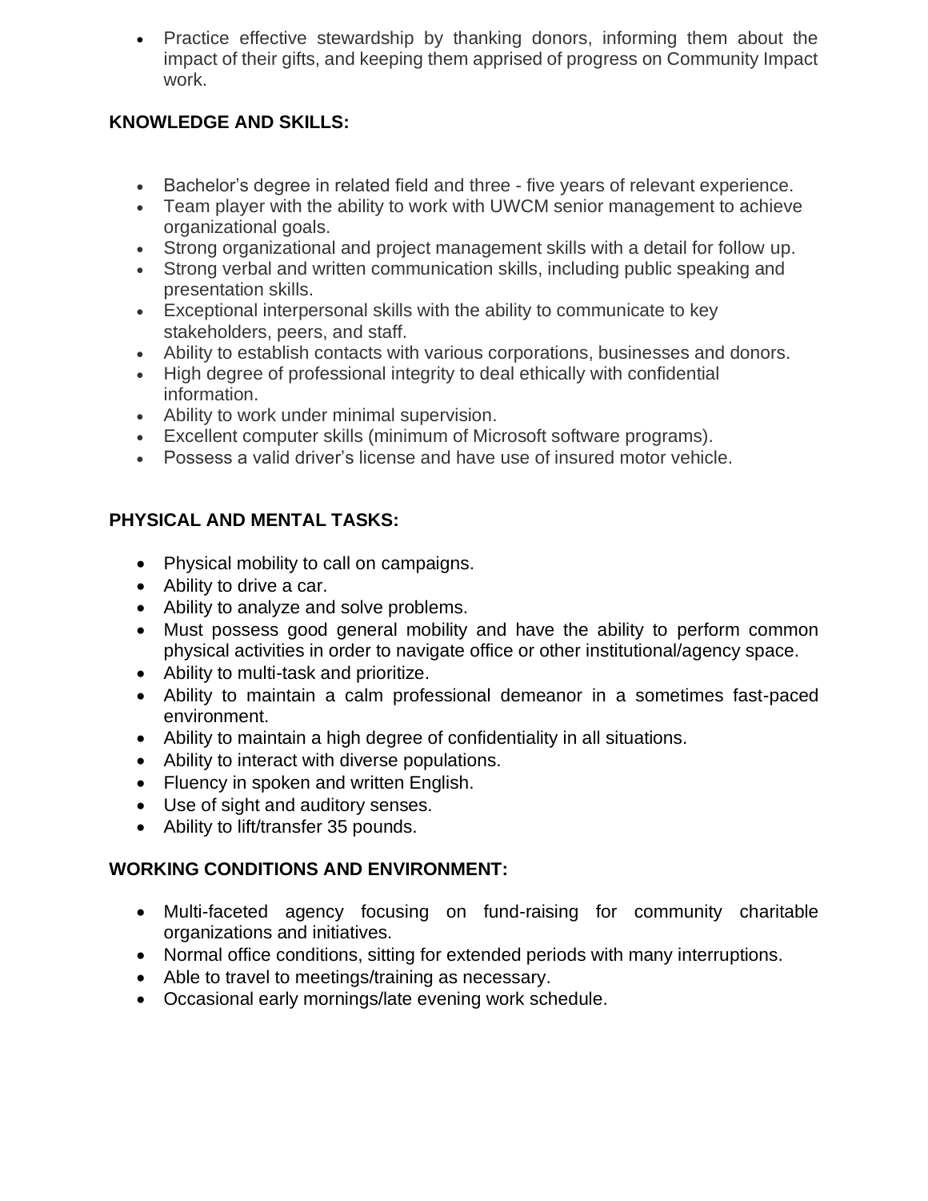- Practice effective stewardship by thanking donors, informing them about the impact of their gifts, and keeping them apprised of progress on Community Impact work.

**KNOWLEDGE AND SKILLS:**

- Bachelor's degree in related field and three - five years of relevant experience.
- Team player with the ability to work with UWCM senior management to achieve organizational goals.
- Strong organizational and project management skills with a detail for follow up.
- Strong verbal and written communication skills, including public speaking and presentation skills.
- Exceptional interpersonal skills with the ability to communicate to key stakeholders, peers, and staff.
- Ability to establish contacts with various corporations, businesses and donors.
- High degree of professional integrity to deal ethically with confidential information.
- Ability to work under minimal supervision.
- Excellent computer skills (minimum of Microsoft software programs).
- Possess a valid driver's license and have use of insured motor vehicle.

**PHYSICAL AND MENTAL TASKS:**

- Physical mobility to call on campaigns.
- Ability to drive a car.
- Ability to analyze and solve problems.
- Must possess good general mobility and have the ability to perform common physical activities in order to navigate office or other institutional/agency space.
- Ability to multi-task and prioritize.
- Ability to maintain a calm professional demeanor in a sometimes fast-paced environment.
- Ability to maintain a high degree of confidentiality in all situations.
- Ability to interact with diverse populations.
- Fluency in spoken and written English.
- Use of sight and auditory senses.
- Ability to lift/transfer 35 pounds.

**WORKING CONDITIONS AND ENVIRONMENT:**

- Multi-faceted agency focusing on fund-raising for community charitable organizations and initiatives.
- Normal office conditions, sitting for extended periods with many interruptions.
- Able to travel to meetings/training as necessary.
- Occasional early mornings/late evening work schedule.